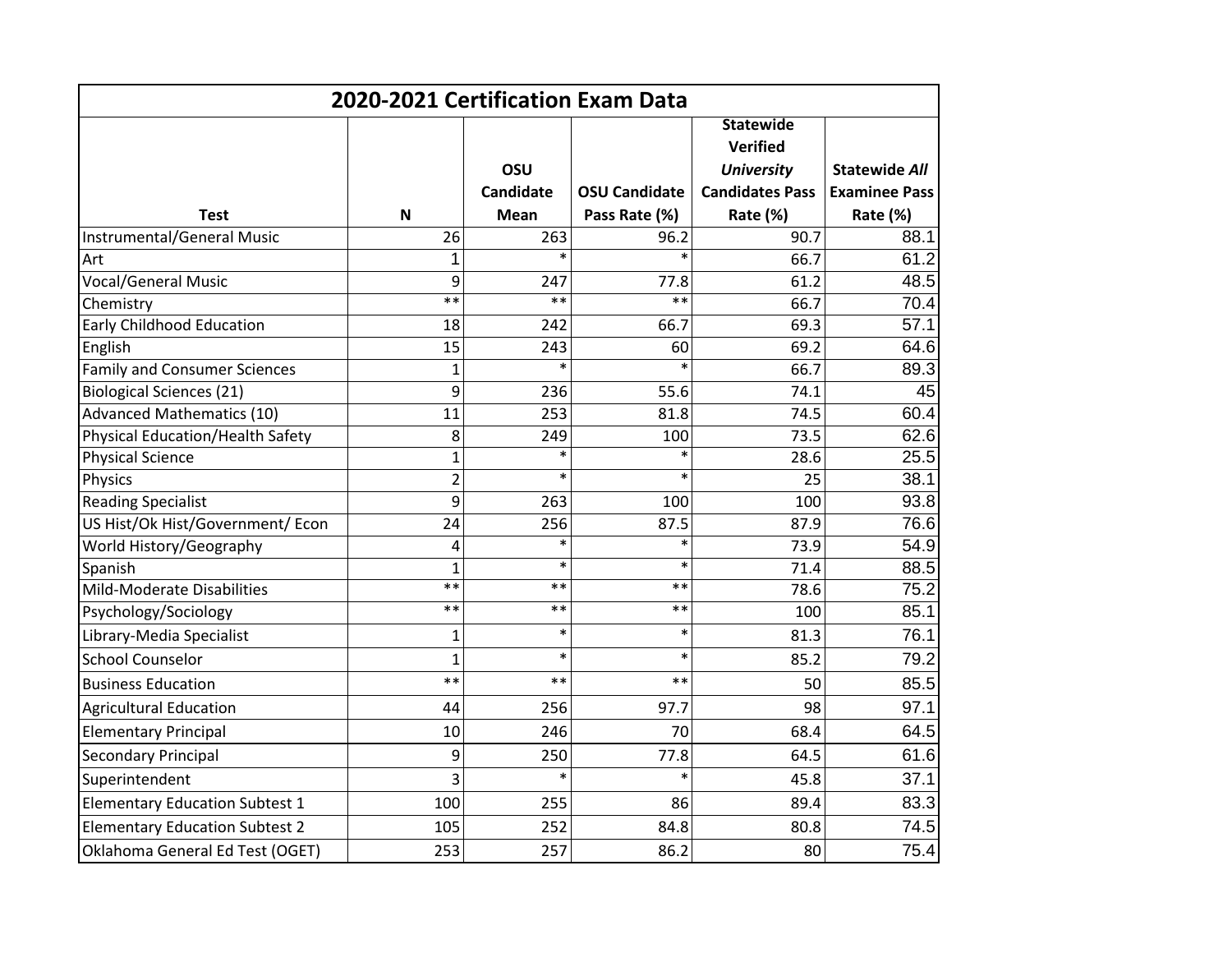## 2020-2021 Certification Exam Data

| Test | N | OSU Candidate Mean | OSU Candidate Pass Rate (%) | Statewide Verified *University* Candidates Pass Rate (%) | Statewide *All* Examinee Pass Rate (%) |
|---|---|---|---|---|---|
| Instrumental/General Music | 26 | 263 | 96.2 | 90.7 | 88.1 |
| Art | 1 | * | * | 66.7 | 61.2 |
| Vocal/General Music | 9 | 247 | 77.8 | 61.2 | 48.5 |
| Chemistry | ** | ** | ** | 66.7 | 70.4 |
| Early Childhood Education | 18 | 242 | 66.7 | 69.3 | 57.1 |
| English | 15 | 243 | 60 | 69.2 | 64.6 |
| Family and Consumer Sciences | 1 | * | * | 66.7 | 89.3 |
| Biological Sciences (21) | 9 | 236 | 55.6 | 74.1 | 45 |
| Advanced Mathematics (10) | 11 | 253 | 81.8 | 74.5 | 60.4 |
| Physical Education/Health Safety | 8 | 249 | 100 | 73.5 | 62.6 |
| Physical Science | 1 | * | * | 28.6 | 25.5 |
| Physics | 2 | * | * | 25 | 38.1 |
| Reading Specialist | 9 | 263 | 100 | 100 | 93.8 |
| US Hist/Ok Hist/Government/ Econ | 24 | 256 | 87.5 | 87.9 | 76.6 |
| World History/Geography | 4 | * | * | 73.9 | 54.9 |
| Spanish | 1 | * | * | 71.4 | 88.5 |
| Mild-Moderate Disabilities | ** | ** | ** | 78.6 | 75.2 |
| Psychology/Sociology | ** | ** | ** | 100 | 85.1 |
| Library-Media Specialist | 1 | * | * | 81.3 | 76.1 |
| School Counselor | 1 | * | * | 85.2 | 79.2 |
| Business Education | ** | ** | ** | 50 | 85.5 |
| Agricultural Education | 44 | 256 | 97.7 | 98 | 97.1 |
| Elementary Principal | 10 | 246 | 70 | 68.4 | 64.5 |
| Secondary Principal | 9 | 250 | 77.8 | 64.5 | 61.6 |
| Superintendent | 3 | * | * | 45.8 | 37.1 |
| Elementary Education Subtest 1 | 100 | 255 | 86 | 89.4 | 83.3 |
| Elementary Education Subtest 2 | 105 | 252 | 84.8 | 80.8 | 74.5 |
| Oklahoma General Ed Test (OGET) | 253 | 257 | 86.2 | 80 | 75.4 |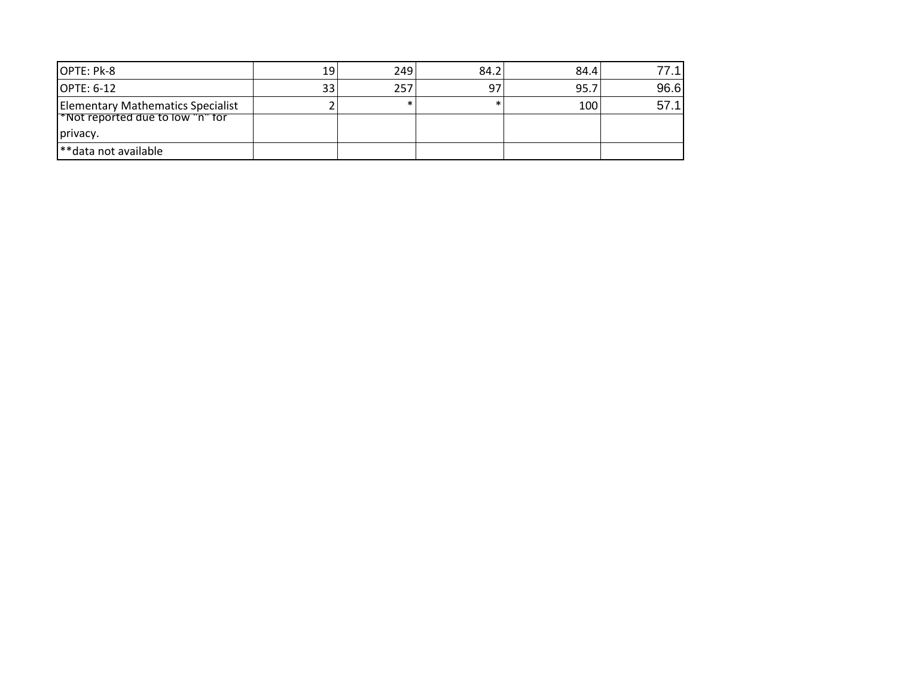| | | | | | |
|---|---|---|---|---|---|
| OPTE: Pk-8 | 19 | 249 | 84.2 | 84.4 | 77.1 |
| OPTE: 6-12 | 33 | 257 | 97 | 95.7 | 96.6 |
| Elementary Mathematics Specialist | 2 | * | * | 100 | 57.1 |
| *Not reported due to low "n" for privacy. | | | | | |
| **data not available | | | | | |